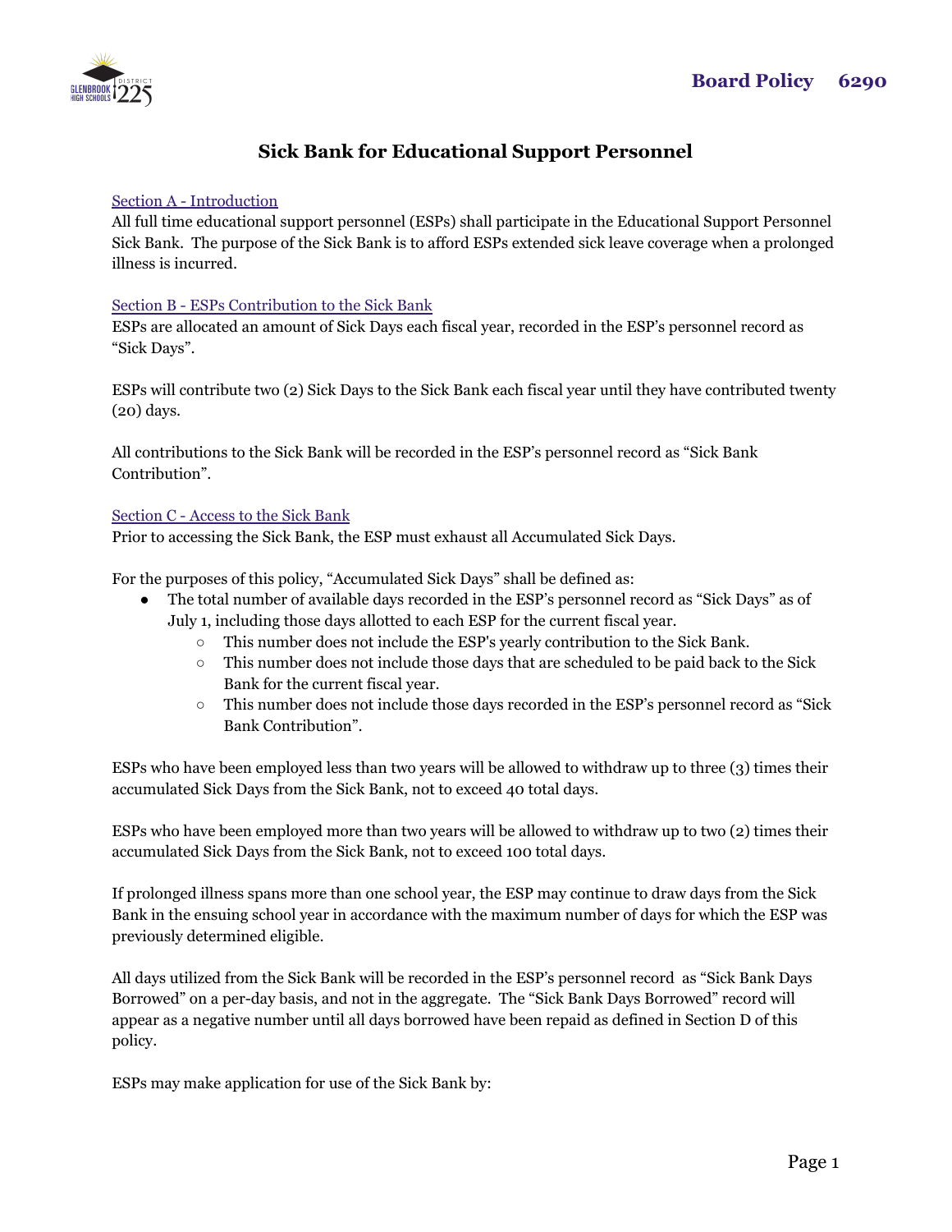Board Policy 6290

# Sick Bank for Educational Support Personnel

## Section A - Introduction

All full time educational support personnel (ESPs) shall participate in the Educational Support Personnel Sick Bank. The purpose of the Sick Bank is to afford ESPs extended sick leave coverage when a prolonged illness is incurred.

## Section B - ESPs Contribution to the Sick Bank

ESPs are allocated an amount of Sick Days each fiscal year, recorded in the ESP's personnel record as "Sick Days".

ESPs will contribute two (2) Sick Days to the Sick Bank each fiscal year until they have contributed twenty (20) days.

All contributions to the Sick Bank will be recorded in the ESP's personnel record as "Sick Bank Contribution".

## Section C - Access to the Sick Bank

Prior to accessing the Sick Bank, the ESP must exhaust all Accumulated Sick Days.

For the purposes of this policy, "Accumulated Sick Days" shall be defined as:

- The total number of available days recorded in the ESP's personnel record as "Sick Days" as of July 1, including those days allotted to each ESP for the current fiscal year.
  - This number does not include the ESP's yearly contribution to the Sick Bank.
  - This number does not include those days that are scheduled to be paid back to the Sick Bank for the current fiscal year.
  - This number does not include those days recorded in the ESP's personnel record as "Sick Bank Contribution".

ESPs who have been employed less than two years will be allowed to withdraw up to three (3) times their accumulated Sick Days from the Sick Bank, not to exceed 40 total days.

ESPs who have been employed more than two years will be allowed to withdraw up to two (2) times their accumulated Sick Days from the Sick Bank, not to exceed 100 total days.

If prolonged illness spans more than one school year, the ESP may continue to draw days from the Sick Bank in the ensuing school year in accordance with the maximum number of days for which the ESP was previously determined eligible.

All days utilized from the Sick Bank will be recorded in the ESP's personnel record as "Sick Bank Days Borrowed" on a per-day basis, and not in the aggregate. The "Sick Bank Days Borrowed" record will appear as a negative number until all days borrowed have been repaid as defined in Section D of this policy.

ESPs may make application for use of the Sick Bank by: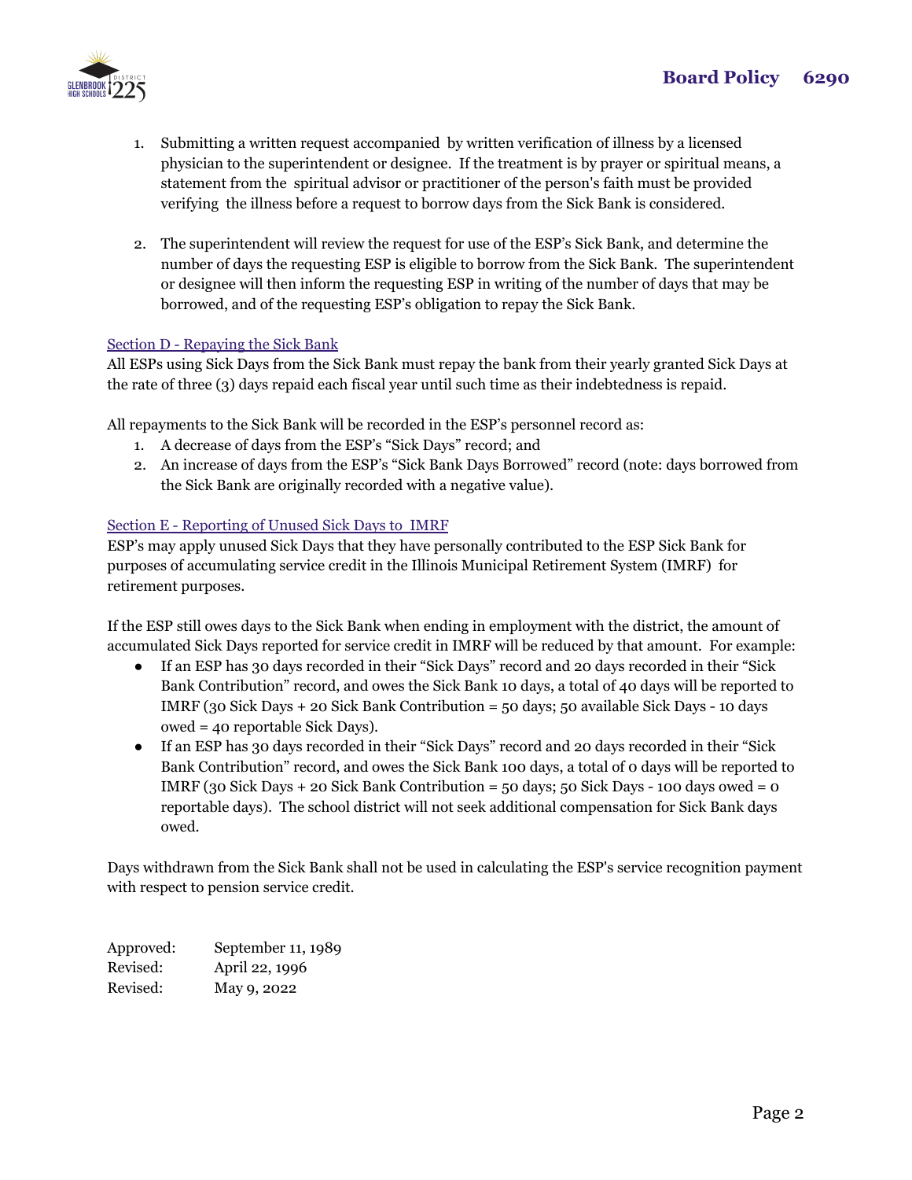1. Submitting a written request accompanied by written verification of illness by a licensed physician to the superintendent or designee. If the treatment is by prayer or spiritual means, a statement from the spiritual advisor or practitioner of the person's faith must be provided verifying the illness before a request to borrow days from the Sick Bank is considered.

2. The superintendent will review the request for use of the ESP's Sick Bank, and determine the number of days the requesting ESP is eligible to borrow from the Sick Bank. The superintendent or designee will then inform the requesting ESP in writing of the number of days that may be borrowed, and of the requesting ESP's obligation to repay the Sick Bank.

Section D - Repaying the Sick Bank

All ESPs using Sick Days from the Sick Bank must repay the bank from their yearly granted Sick Days at the rate of three (3) days repaid each fiscal year until such time as their indebtedness is repaid.

All repayments to the Sick Bank will be recorded in the ESP's personnel record as:

1. A decrease of days from the ESP's "Sick Days" record; and
2. An increase of days from the ESP's "Sick Bank Days Borrowed" record (note: days borrowed from the Sick Bank are originally recorded with a negative value).

Section E - Reporting of Unused Sick Days to IMRF

ESP's may apply unused Sick Days that they have personally contributed to the ESP Sick Bank for purposes of accumulating service credit in the Illinois Municipal Retirement System (IMRF) for retirement purposes.

If the ESP still owes days to the Sick Bank when ending in employment with the district, the amount of accumulated Sick Days reported for service credit in IMRF will be reduced by that amount. For example:

- If an ESP has 30 days recorded in their "Sick Days" record and 20 days recorded in their "Sick Bank Contribution" record, and owes the Sick Bank 10 days, a total of 40 days will be reported to IMRF (30 Sick Days + 20 Sick Bank Contribution = 50 days; 50 available Sick Days - 10 days owed = 40 reportable Sick Days).
- If an ESP has 30 days recorded in their "Sick Days" record and 20 days recorded in their "Sick Bank Contribution" record, and owes the Sick Bank 100 days, a total of 0 days will be reported to IMRF (30 Sick Days + 20 Sick Bank Contribution = 50 days; 50 Sick Days - 100 days owed = 0 reportable days). The school district will not seek additional compensation for Sick Bank days owed.

Days withdrawn from the Sick Bank shall not be used in calculating the ESP's service recognition payment with respect to pension service credit.

| | |
|---|---|
| Approved: | September 11, 1989 |
| Revised: | April 22, 1996 |
| Revised: | May 9, 2022 |